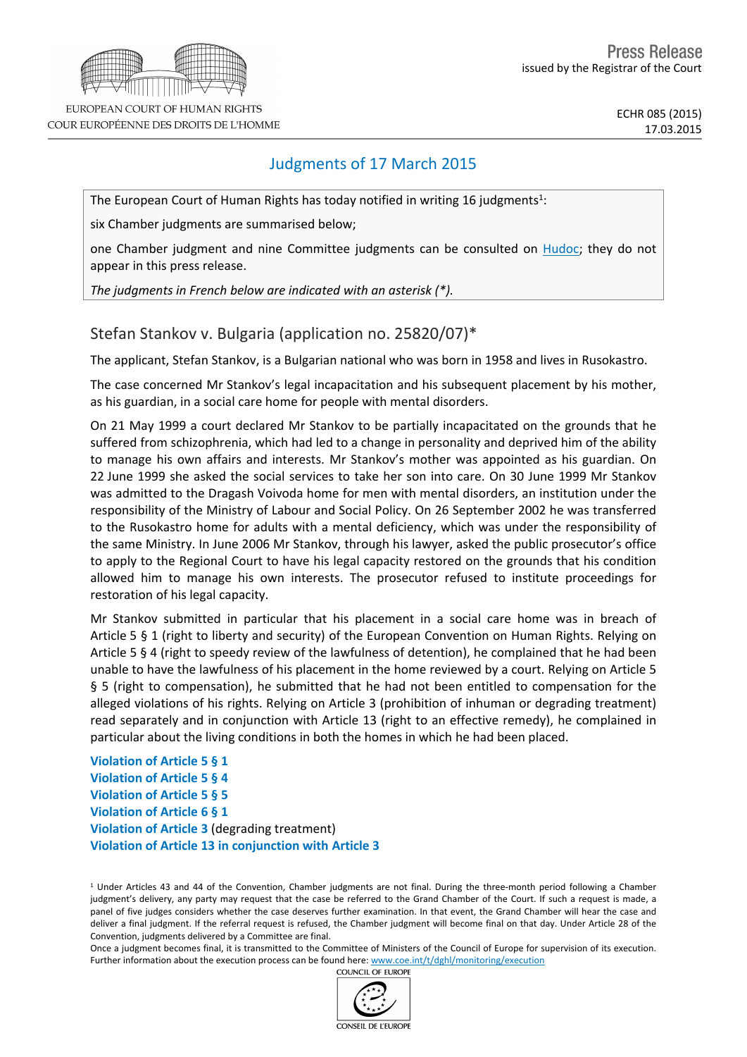# Press Release

issued by the Registrar of the Court

EUROPEAN COURT OF HUMAN RIGHTS
COUR EUROPÉENNE DES DROITS DE L'HOMME

ECHR 085 (2015)
17.03.2015

## Judgments of 17 March 2015

The European Court of Human Rights has today notified in writing 16 judgments[1]:

six Chamber judgments are summarised below;

one Chamber judgment and nine Committee judgments can be consulted on Hudoc; they do not appear in this press release.

*The judgments in French below are indicated with an asterisk (*).*

## Stefan Stankov v. Bulgaria (application no. 25820/07)*

The applicant, Stefan Stankov, is a Bulgarian national who was born in 1958 and lives in Rusokastro.

The case concerned Mr Stankov's legal incapacitation and his subsequent placement by his mother, as his guardian, in a social care home for people with mental disorders.

On 21 May 1999 a court declared Mr Stankov to be partially incapacitated on the grounds that he suffered from schizophrenia, which had led to a change in personality and deprived him of the ability to manage his own affairs and interests. Mr Stankov's mother was appointed as his guardian. On 22 June 1999 she asked the social services to take her son into care. On 30 June 1999 Mr Stankov was admitted to the Dragash Voivoda home for men with mental disorders, an institution under the responsibility of the Ministry of Labour and Social Policy. On 26 September 2002 he was transferred to the Rusokastro home for adults with a mental deficiency, which was under the responsibility of the same Ministry. In June 2006 Mr Stankov, through his lawyer, asked the public prosecutor's office to apply to the Regional Court to have his legal capacity restored on the grounds that his condition allowed him to manage his own interests. The prosecutor refused to institute proceedings for restoration of his legal capacity.

Mr Stankov submitted in particular that his placement in a social care home was in breach of Article 5 § 1 (right to liberty and security) of the European Convention on Human Rights. Relying on Article 5 § 4 (right to speedy review of the lawfulness of detention), he complained that he had been unable to have the lawfulness of his placement in the home reviewed by a court. Relying on Article 5 § 5 (right to compensation), he submitted that he had not been entitled to compensation for the alleged violations of his rights. Relying on Article 3 (prohibition of inhuman or degrading treatment) read separately and in conjunction with Article 13 (right to an effective remedy), he complained in particular about the living conditions in both the homes in which he had been placed.

**Violation of Article 5 § 1**
**Violation of Article 5 § 4**
**Violation of Article 5 § 5**
**Violation of Article 6 § 1**
**Violation of Article 3** (degrading treatment)
**Violation of Article 13 in conjunction with Article 3**

[1] Under Articles 43 and 44 of the Convention, Chamber judgments are not final. During the three-month period following a Chamber judgment's delivery, any party may request that the case be referred to the Grand Chamber of the Court. If such a request is made, a panel of five judges considers whether the case deserves further examination. In that event, the Grand Chamber will hear the case and deliver a final judgment. If the referral request is refused, the Chamber judgment will become final on that day. Under Article 28 of the Convention, judgments delivered by a Committee are final.

Once a judgment becomes final, it is transmitted to the Committee of Ministers of the Council of Europe for supervision of its execution. Further information about the execution process can be found here: www.coe.int/t/dghl/monitoring/execution

COUNCIL OF EUROPE
CONSEIL DE L'EUROPE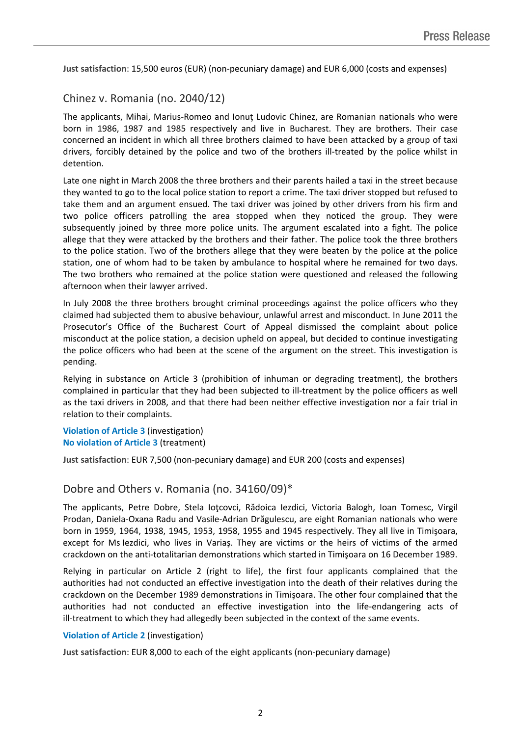**Just satisfaction**: 15,500 euros (EUR) (non-pecuniary damage) and EUR 6,000 (costs and expenses)

## Chinez v. Romania (no. 2040/12)

The applicants, Mihai, Marius-Romeo and Ionuţ Ludovic Chinez, are Romanian nationals who were born in 1986, 1987 and 1985 respectively and live in Bucharest. They are brothers. Their case concerned an incident in which all three brothers claimed to have been attacked by a group of taxi drivers, forcibly detained by the police and two of the brothers ill-treated by the police whilst in detention.

Late one night in March 2008 the three brothers and their parents hailed a taxi in the street because they wanted to go to the local police station to report a crime. The taxi driver stopped but refused to take them and an argument ensued. The taxi driver was joined by other drivers from his firm and two police officers patrolling the area stopped when they noticed the group. They were subsequently joined by three more police units. The argument escalated into a fight. The police allege that they were attacked by the brothers and their father. The police took the three brothers to the police station. Two of the brothers allege that they were beaten by the police at the police station, one of whom had to be taken by ambulance to hospital where he remained for two days. The two brothers who remained at the police station were questioned and released the following afternoon when their lawyer arrived.

In July 2008 the three brothers brought criminal proceedings against the police officers who they claimed had subjected them to abusive behaviour, unlawful arrest and misconduct. In June 2011 the Prosecutor's Office of the Bucharest Court of Appeal dismissed the complaint about police misconduct at the police station, a decision upheld on appeal, but decided to continue investigating the police officers who had been at the scene of the argument on the street. This investigation is pending.

Relying in substance on Article 3 (prohibition of inhuman or degrading treatment), the brothers complained in particular that they had been subjected to ill-treatment by the police officers as well as the taxi drivers in 2008, and that there had been neither effective investigation nor a fair trial in relation to their complaints.

**Violation of Article 3** (investigation)
**No violation of Article 3** (treatment)

**Just satisfaction**: EUR 7,500 (non-pecuniary damage) and EUR 200 (costs and expenses)

## Dobre and Others v. Romania (no. 34160/09)*

The applicants, Petre Dobre, Stela Ioţcovci, Rădoica Iezdici, Victoria Balogh, Ioan Tomesc, Virgil Prodan, Daniela-Oxana Radu and Vasile-Adrian Drăgulescu, are eight Romanian nationals who were born in 1959, 1964, 1938, 1945, 1953, 1958, 1955 and 1945 respectively. They all live in Timişoara, except for Ms Iezdici, who lives in Variaş. They are victims or the heirs of victims of the armed crackdown on the anti-totalitarian demonstrations which started in Timişoara on 16 December 1989.

Relying in particular on Article 2 (right to life), the first four applicants complained that the authorities had not conducted an effective investigation into the death of their relatives during the crackdown on the December 1989 demonstrations in Timişoara. The other four complained that the authorities had not conducted an effective investigation into the life-endangering acts of ill-treatment to which they had allegedly been subjected in the context of the same events.

**Violation of Article 2** (investigation)

**Just satisfaction**: EUR 8,000 to each of the eight applicants (non-pecuniary damage)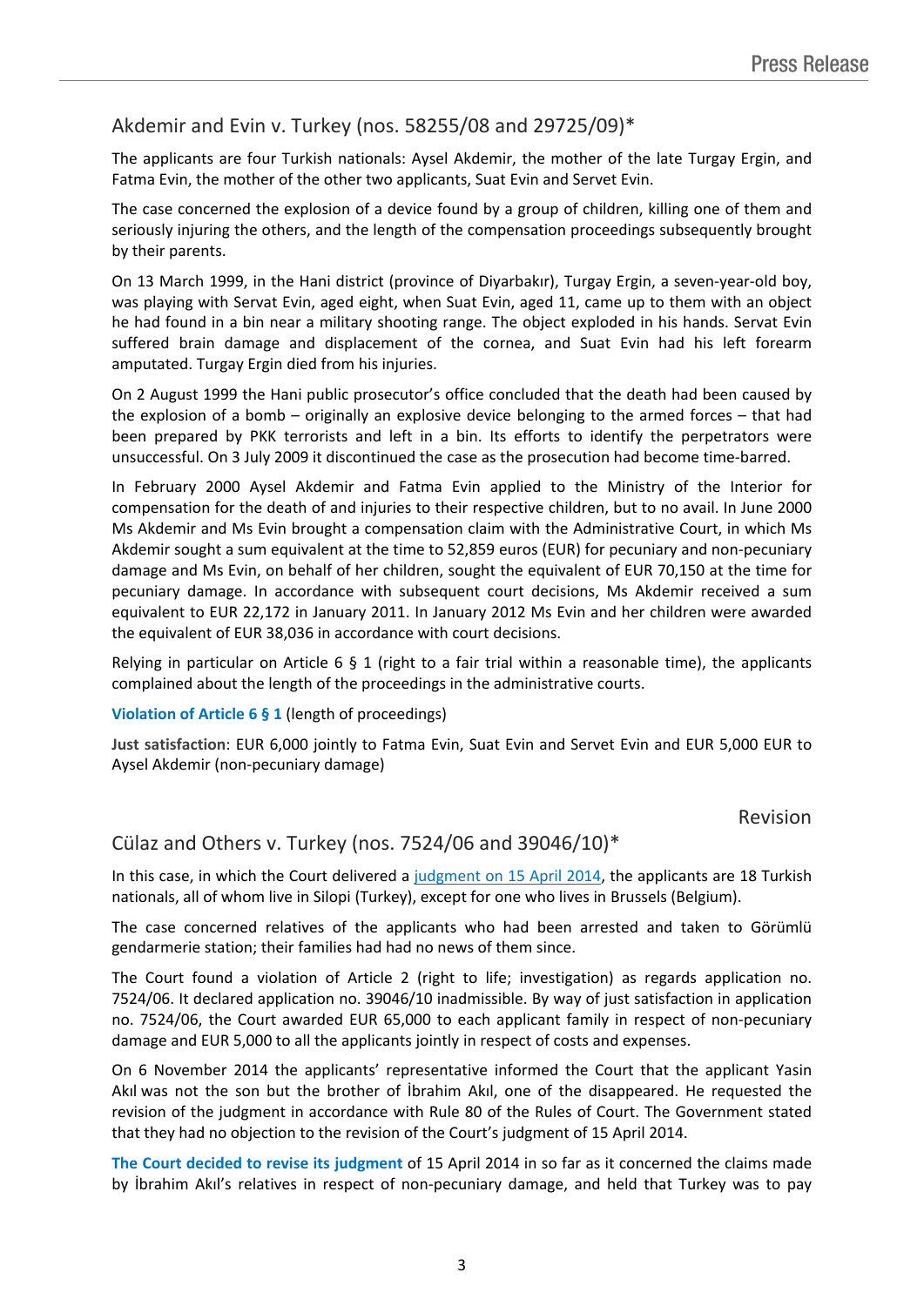## Akdemir and Evin v. Turkey (nos. 58255/08 and 29725/09)*

The applicants are four Turkish nationals: Aysel Akdemir, the mother of the late Turgay Ergin, and Fatma Evin, the mother of the other two applicants, Suat Evin and Servet Evin.

The case concerned the explosion of a device found by a group of children, killing one of them and seriously injuring the others, and the length of the compensation proceedings subsequently brought by their parents.

On 13 March 1999, in the Hani district (province of Diyarbakır), Turgay Ergin, a seven-year-old boy, was playing with Servat Evin, aged eight, when Suat Evin, aged 11, came up to them with an object he had found in a bin near a military shooting range. The object exploded in his hands. Servat Evin suffered brain damage and displacement of the cornea, and Suat Evin had his left forearm amputated. Turgay Ergin died from his injuries.

On 2 August 1999 the Hani public prosecutor's office concluded that the death had been caused by the explosion of a bomb – originally an explosive device belonging to the armed forces – that had been prepared by PKK terrorists and left in a bin. Its efforts to identify the perpetrators were unsuccessful. On 3 July 2009 it discontinued the case as the prosecution had become time-barred.

In February 2000 Aysel Akdemir and Fatma Evin applied to the Ministry of the Interior for compensation for the death of and injuries to their respective children, but to no avail. In June 2000 Ms Akdemir and Ms Evin brought a compensation claim with the Administrative Court, in which Ms Akdemir sought a sum equivalent at the time to 52,859 euros (EUR) for pecuniary and non-pecuniary damage and Ms Evin, on behalf of her children, sought the equivalent of EUR 70,150 at the time for pecuniary damage. In accordance with subsequent court decisions, Ms Akdemir received a sum equivalent to EUR 22,172 in January 2011. In January 2012 Ms Evin and her children were awarded the equivalent of EUR 38,036 in accordance with court decisions.

Relying in particular on Article 6 § 1 (right to a fair trial within a reasonable time), the applicants complained about the length of the proceedings in the administrative courts.

**Violation of Article 6 § 1** (length of proceedings)

**Just satisfaction**: EUR 6,000 jointly to Fatma Evin, Suat Evin and Servet Evin and EUR 5,000 EUR to Aysel Akdemir (non-pecuniary damage)

Revision

## Cülaz and Others v. Turkey (nos. 7524/06 and 39046/10)*

In this case, in which the Court delivered a judgment on 15 April 2014, the applicants are 18 Turkish nationals, all of whom live in Silopi (Turkey), except for one who lives in Brussels (Belgium).

The case concerned relatives of the applicants who had been arrested and taken to Görümlü gendarmerie station; their families had had no news of them since.

The Court found a violation of Article 2 (right to life; investigation) as regards application no. 7524/06. It declared application no. 39046/10 inadmissible. By way of just satisfaction in application no. 7524/06, the Court awarded EUR 65,000 to each applicant family in respect of non-pecuniary damage and EUR 5,000 to all the applicants jointly in respect of costs and expenses.

On 6 November 2014 the applicants' representative informed the Court that the applicant Yasin Akıl was not the son but the brother of İbrahim Akıl, one of the disappeared. He requested the revision of the judgment in accordance with Rule 80 of the Rules of Court. The Government stated that they had no objection to the revision of the Court's judgment of 15 April 2014.

**The Court decided to revise its judgment** of 15 April 2014 in so far as it concerned the claims made by İbrahim Akıl's relatives in respect of non-pecuniary damage, and held that Turkey was to pay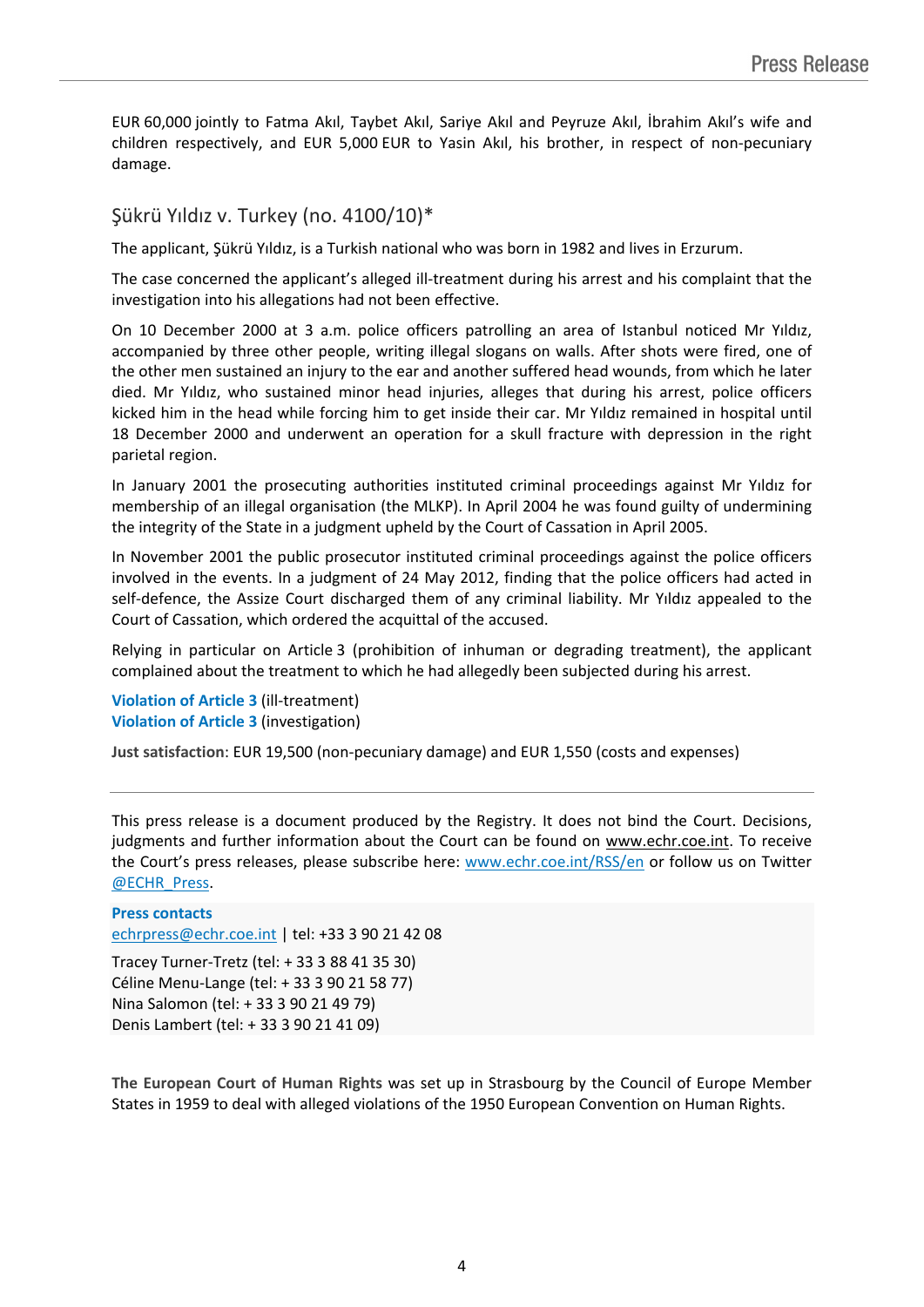EUR 60,000 jointly to Fatma Akıl, Taybet Akıl, Sariye Akıl and Peyruze Akıl, İbrahim Akıl's wife and children respectively, and EUR 5,000 EUR to Yasin Akıl, his brother, in respect of non-pecuniary damage.

## Şükrü Yıldız v. Turkey (no. 4100/10)*

The applicant, Şükrü Yıldız, is a Turkish national who was born in 1982 and lives in Erzurum.

The case concerned the applicant's alleged ill-treatment during his arrest and his complaint that the investigation into his allegations had not been effective.

On 10 December 2000 at 3 a.m. police officers patrolling an area of Istanbul noticed Mr Yıldız, accompanied by three other people, writing illegal slogans on walls. After shots were fired, one of the other men sustained an injury to the ear and another suffered head wounds, from which he later died. Mr Yıldız, who sustained minor head injuries, alleges that during his arrest, police officers kicked him in the head while forcing him to get inside their car. Mr Yıldız remained in hospital until 18 December 2000 and underwent an operation for a skull fracture with depression in the right parietal region.

In January 2001 the prosecuting authorities instituted criminal proceedings against Mr Yıldız for membership of an illegal organisation (the MLKP). In April 2004 he was found guilty of undermining the integrity of the State in a judgment upheld by the Court of Cassation in April 2005.

In November 2001 the public prosecutor instituted criminal proceedings against the police officers involved in the events. In a judgment of 24 May 2012, finding that the police officers had acted in self-defence, the Assize Court discharged them of any criminal liability. Mr Yıldız appealed to the Court of Cassation, which ordered the acquittal of the accused.

Relying in particular on Article 3 (prohibition of inhuman or degrading treatment), the applicant complained about the treatment to which he had allegedly been subjected during his arrest.

**Violation of Article 3** (ill-treatment)
**Violation of Article 3** (investigation)

**Just satisfaction**: EUR 19,500 (non-pecuniary damage) and EUR 1,550 (costs and expenses)

---

This press release is a document produced by the Registry. It does not bind the Court. Decisions, judgments and further information about the Court can be found on www.echr.coe.int. To receive the Court's press releases, please subscribe here: www.echr.coe.int/RSS/en or follow us on Twitter @ECHR_Press.

**Press contacts**
echrpress@echr.coe.int | tel: +33 3 90 21 42 08

Tracey Turner-Tretz (tel: + 33 3 88 41 35 30)
Céline Menu-Lange (tel: + 33 3 90 21 58 77)
Nina Salomon (tel: + 33 3 90 21 49 79)
Denis Lambert (tel: + 33 3 90 21 41 09)

**The European Court of Human Rights** was set up in Strasbourg by the Council of Europe Member States in 1959 to deal with alleged violations of the 1950 European Convention on Human Rights.